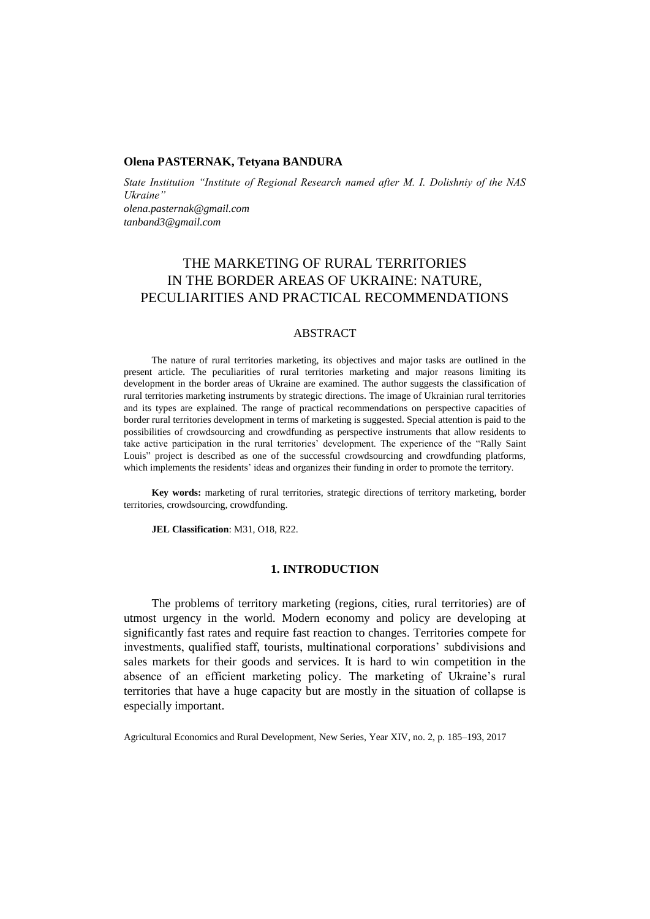**Olena PASTERNAK, Tetyana BANDURA**

*State Institution "Institute of Regional Research named after M. I. Dolishniy of the NAS Ukraine"*
*olena.pasternak@gmail.com*
*tanband3@gmail.com*

# THE MARKETING OF RURAL TERRITORIES IN THE BORDER AREAS OF UKRAINE: NATURE, PECULIARITIES AND PRACTICAL RECOMMENDATIONS

## ABSTRACT

The nature of rural territories marketing, its objectives and major tasks are outlined in the present article. The peculiarities of rural territories marketing and major reasons limiting its development in the border areas of Ukraine are examined. The author suggests the classification of rural territories marketing instruments by strategic directions. The image of Ukrainian rural territories and its types are explained. The range of practical recommendations on perspective capacities of border rural territories development in terms of marketing is suggested. Special attention is paid to the possibilities of crowdsourcing and crowdfunding as perspective instruments that allow residents to take active participation in the rural territories' development. The experience of the "Rally Saint Louis" project is described as one of the successful crowdsourcing and crowdfunding platforms, which implements the residents' ideas and organizes their funding in order to promote the territory.

**Key words:** marketing of rural territories, strategic directions of territory marketing, border territories, crowdsourcing, crowdfunding.

**JEL Classification**: M31, O18, R22.

## 1. INTRODUCTION

The problems of territory marketing (regions, cities, rural territories) are of utmost urgency in the world. Modern economy and policy are developing at significantly fast rates and require fast reaction to changes. Territories compete for investments, qualified staff, tourists, multinational corporations' subdivisions and sales markets for their goods and services. It is hard to win competition in the absence of an efficient marketing policy. The marketing of Ukraine's rural territories that have a huge capacity but are mostly in the situation of collapse is especially important.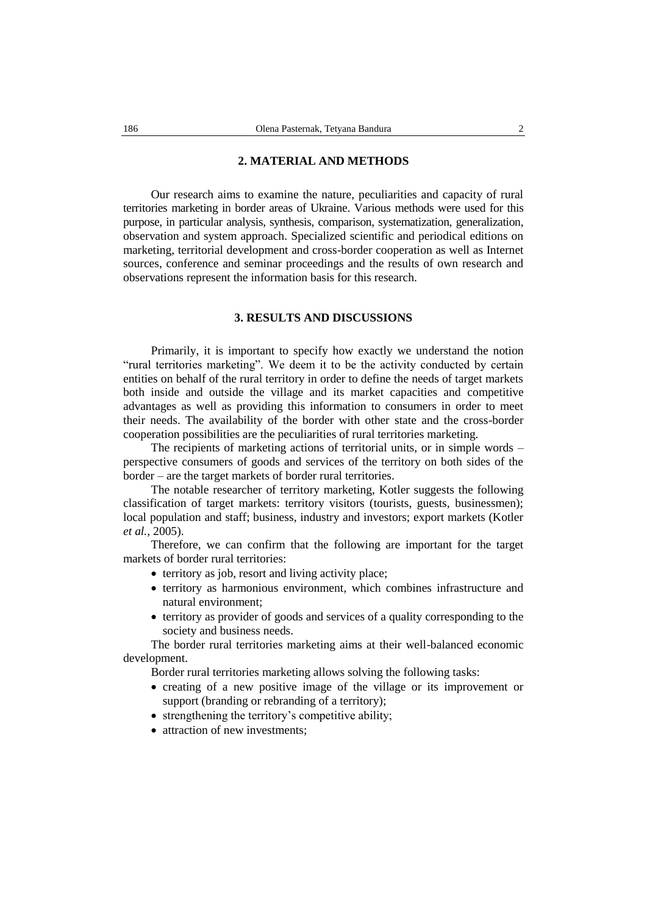## 2. MATERIAL AND METHODS

Our research aims to examine the nature, peculiarities and capacity of rural territories marketing in border areas of Ukraine. Various methods were used for this purpose, in particular analysis, synthesis, comparison, systematization, generalization, observation and system approach. Specialized scientific and periodical editions on marketing, territorial development and cross-border cooperation as well as Internet sources, conference and seminar proceedings and the results of own research and observations represent the information basis for this research.

## 3. RESULTS AND DISCUSSIONS

Primarily, it is important to specify how exactly we understand the notion "rural territories marketing". We deem it to be the activity conducted by certain entities on behalf of the rural territory in order to define the needs of target markets both inside and outside the village and its market capacities and competitive advantages as well as providing this information to consumers in order to meet their needs. The availability of the border with other state and the cross-border cooperation possibilities are the peculiarities of rural territories marketing.

The recipients of marketing actions of territorial units, or in simple words – perspective consumers of goods and services of the territory on both sides of the border – are the target markets of border rural territories.

The notable researcher of territory marketing, Kotler suggests the following classification of target markets: territory visitors (tourists, guests, businessmen); local population and staff; business, industry and investors; export markets (Kotler *et al.*, 2005).

Therefore, we can confirm that the following are important for the target markets of border rural territories:

- territory as job, resort and living activity place;
- territory as harmonious environment, which combines infrastructure and natural environment;
- territory as provider of goods and services of a quality corresponding to the society and business needs.

The border rural territories marketing aims at their well-balanced economic development.

Border rural territories marketing allows solving the following tasks:

- creating of a new positive image of the village or its improvement or support (branding or rebranding of a territory);
- strengthening the territory's competitive ability;
- attraction of new investments;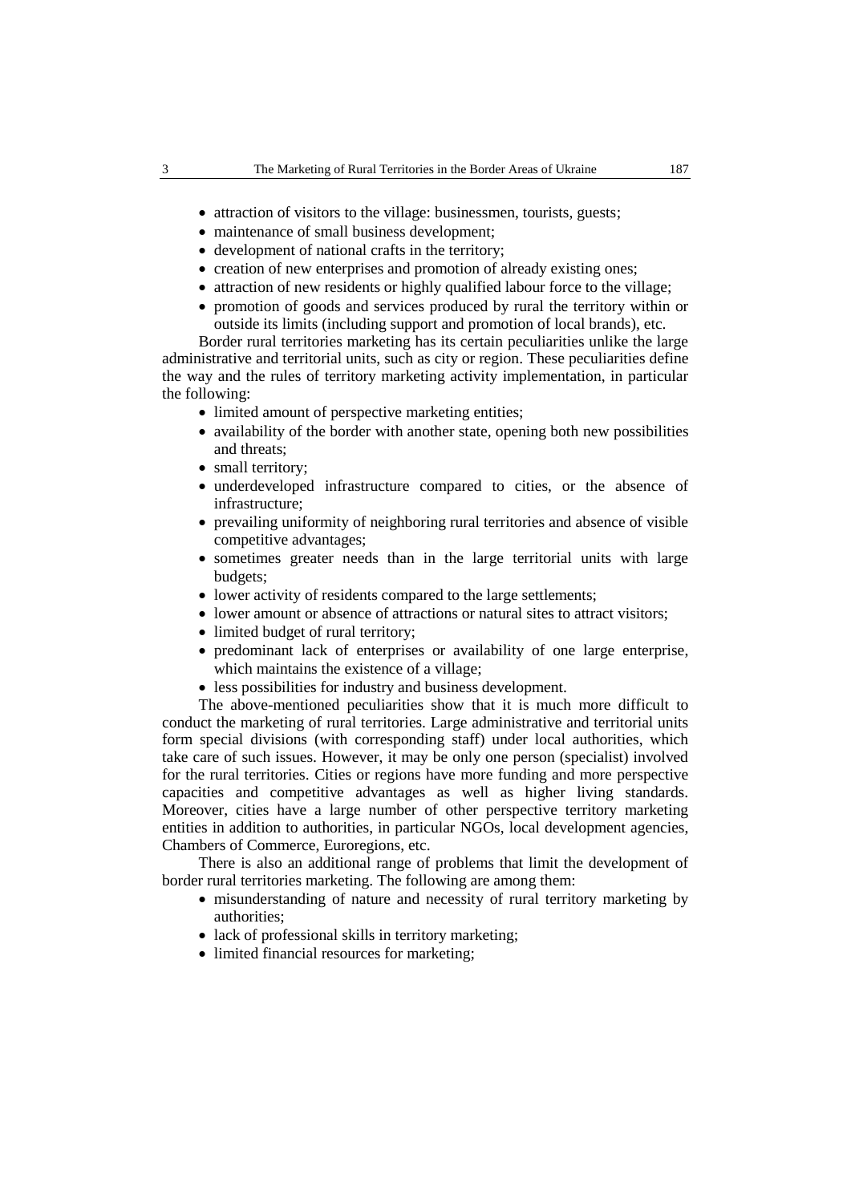- attraction of visitors to the village: businessmen, tourists, guests;
- maintenance of small business development;
- development of national crafts in the territory;
- creation of new enterprises and promotion of already existing ones;
- attraction of new residents or highly qualified labour force to the village;
- promotion of goods and services produced by rural the territory within or outside its limits (including support and promotion of local brands), etc.

Border rural territories marketing has its certain peculiarities unlike the large administrative and territorial units, such as city or region. These peculiarities define the way and the rules of territory marketing activity implementation, in particular the following:

- limited amount of perspective marketing entities;
- availability of the border with another state, opening both new possibilities and threats;
- small territory;
- underdeveloped infrastructure compared to cities, or the absence of infrastructure;
- prevailing uniformity of neighboring rural territories and absence of visible competitive advantages;
- sometimes greater needs than in the large territorial units with large budgets;
- lower activity of residents compared to the large settlements;
- lower amount or absence of attractions or natural sites to attract visitors;
- limited budget of rural territory;
- predominant lack of enterprises or availability of one large enterprise, which maintains the existence of a village;
- less possibilities for industry and business development.

The above-mentioned peculiarities show that it is much more difficult to conduct the marketing of rural territories. Large administrative and territorial units form special divisions (with corresponding staff) under local authorities, which take care of such issues. However, it may be only one person (specialist) involved for the rural territories. Cities or regions have more funding and more perspective capacities and competitive advantages as well as higher living standards. Moreover, cities have a large number of other perspective territory marketing entities in addition to authorities, in particular NGOs, local development agencies, Chambers of Commerce, Euroregions, etc.

There is also an additional range of problems that limit the development of border rural territories marketing. The following are among them:

- misunderstanding of nature and necessity of rural territory marketing by authorities;
- lack of professional skills in territory marketing;
- limited financial resources for marketing;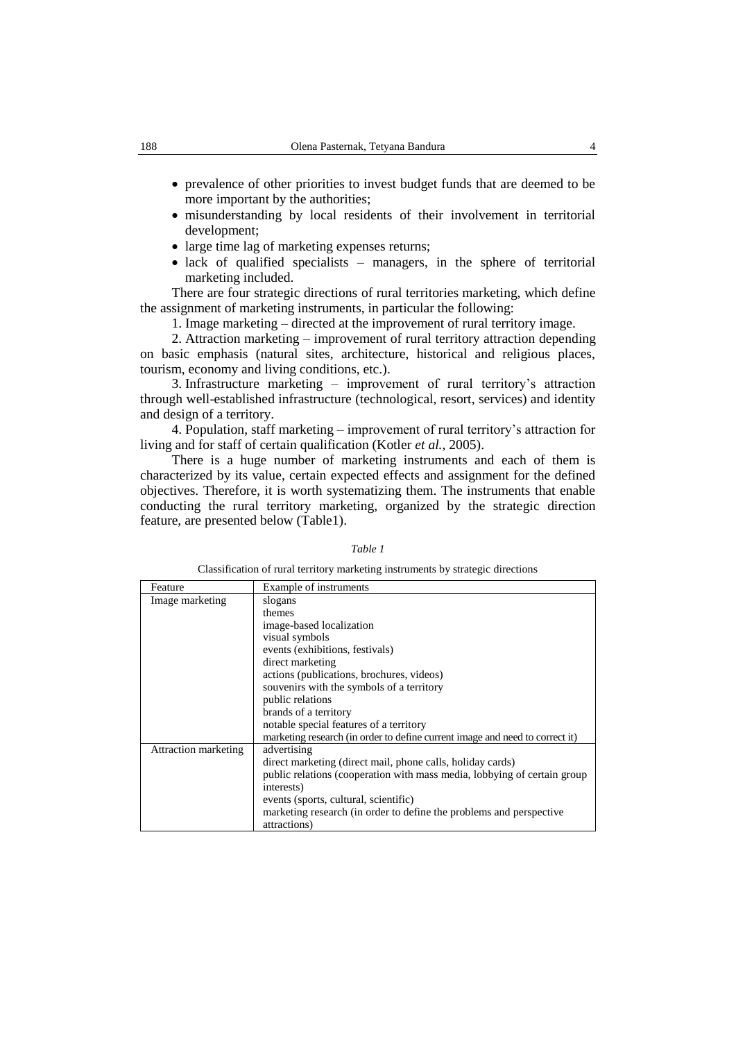- prevalence of other priorities to invest budget funds that are deemed to be more important by the authorities;
- misunderstanding by local residents of their involvement in territorial development;
- large time lag of marketing expenses returns;
- lack of qualified specialists – managers, in the sphere of territorial marketing included.

There are four strategic directions of rural territories marketing, which define the assignment of marketing instruments, in particular the following:

1. Image marketing – directed at the improvement of rural territory image.

2. Attraction marketing – improvement of rural territory attraction depending on basic emphasis (natural sites, architecture, historical and religious places, tourism, economy and living conditions, etc.).

3. Infrastructure marketing – improvement of rural territory's attraction through well-established infrastructure (technological, resort, services) and identity and design of a territory.

4. Population, staff marketing – improvement of rural territory's attraction for living and for staff of certain qualification (Kotler *et al.*, 2005).

There is a huge number of marketing instruments and each of them is characterized by its value, certain expected effects and assignment for the defined objectives. Therefore, it is worth systematizing them. The instruments that enable conducting the rural territory marketing, organized by the strategic direction feature, are presented below (Table1).

*Table 1*

Classification of rural territory marketing instruments by strategic directions

| Feature | Example of instruments |
|---|---|
| Image marketing | slogans<br>themes<br>image-based localization<br>visual symbols<br>events (exhibitions, festivals)<br>direct marketing<br>actions (publications, brochures, videos)<br>souvenirs with the symbols of a territory<br>public relations<br>brands of a territory<br>notable special features of a territory<br>marketing research (in order to define current image and need to correct it) |
| Attraction marketing | advertising<br>direct marketing (direct mail, phone calls, holiday cards)<br>public relations (cooperation with mass media, lobbying of certain group interests)<br>events (sports, cultural, scientific)<br>marketing research (in order to define the problems and perspective attractions) |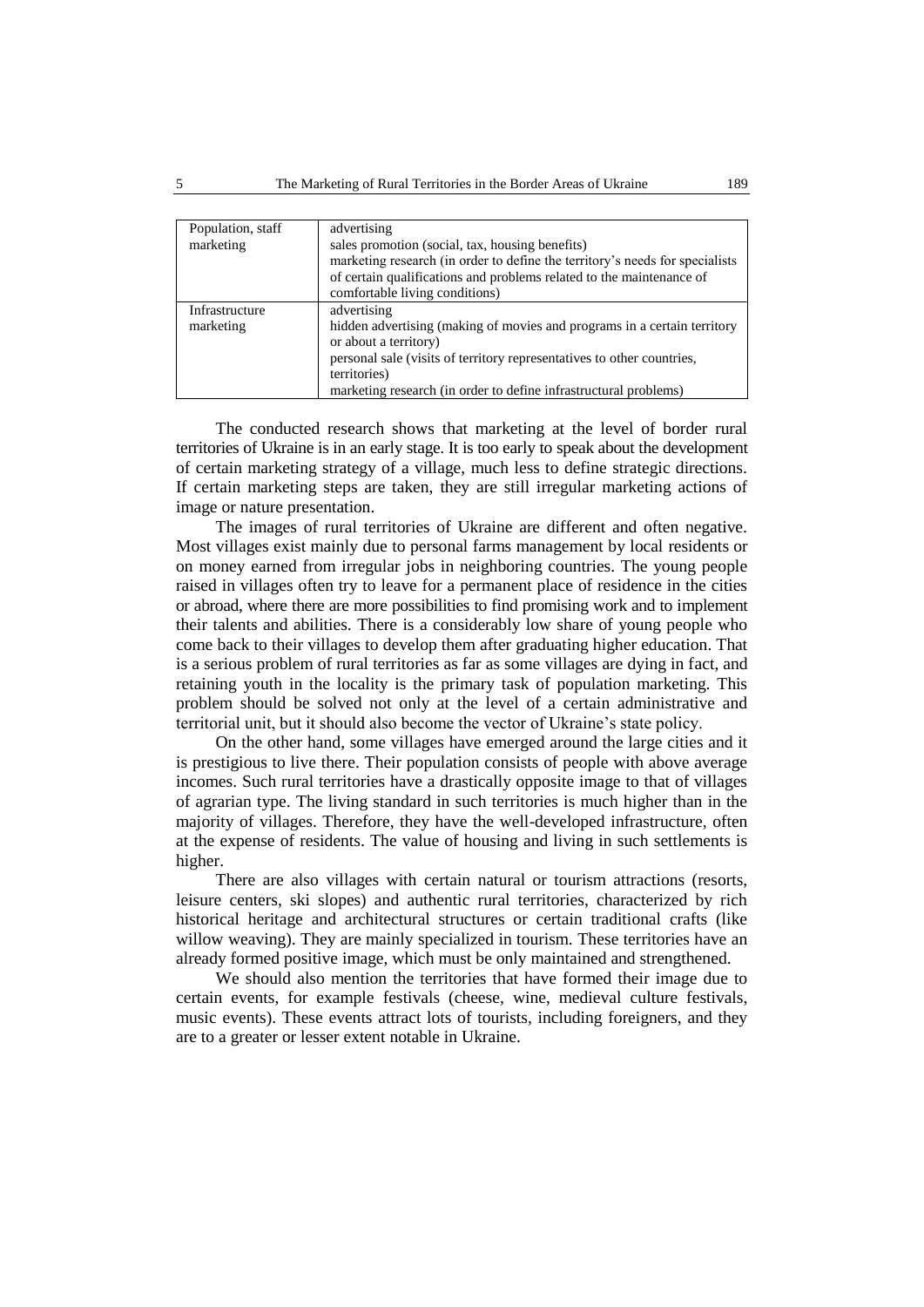| Population, staff marketing | advertising<br>sales promotion (social, tax, housing benefits)<br>marketing research (in order to define the territory's needs for specialists of certain qualifications and problems related to the maintenance of comfortable living conditions) |
|---|---|
| Infrastructure marketing | advertising<br>hidden advertising (making of movies and programs in a certain territory or about a territory)<br>personal sale (visits of territory representatives to other countries, territories)<br>marketing research (in order to define infrastructural problems) |

The conducted research shows that marketing at the level of border rural territories of Ukraine is in an early stage. It is too early to speak about the development of certain marketing strategy of a village, much less to define strategic directions. If certain marketing steps are taken, they are still irregular marketing actions of image or nature presentation.

The images of rural territories of Ukraine are different and often negative. Most villages exist mainly due to personal farms management by local residents or on money earned from irregular jobs in neighboring countries. The young people raised in villages often try to leave for a permanent place of residence in the cities or abroad, where there are more possibilities to find promising work and to implement their talents and abilities. There is a considerably low share of young people who come back to their villages to develop them after graduating higher education. That is a serious problem of rural territories as far as some villages are dying in fact, and retaining youth in the locality is the primary task of population marketing. This problem should be solved not only at the level of a certain administrative and territorial unit, but it should also become the vector of Ukraine's state policy.

On the other hand, some villages have emerged around the large cities and it is prestigious to live there. Their population consists of people with above average incomes. Such rural territories have a drastically opposite image to that of villages of agrarian type. The living standard in such territories is much higher than in the majority of villages. Therefore, they have the well-developed infrastructure, often at the expense of residents. The value of housing and living in such settlements is higher.

There are also villages with certain natural or tourism attractions (resorts, leisure centers, ski slopes) and authentic rural territories, characterized by rich historical heritage and architectural structures or certain traditional crafts (like willow weaving). They are mainly specialized in tourism. These territories have an already formed positive image, which must be only maintained and strengthened.

We should also mention the territories that have formed their image due to certain events, for example festivals (cheese, wine, medieval culture festivals, music events). These events attract lots of tourists, including foreigners, and they are to a greater or lesser extent notable in Ukraine.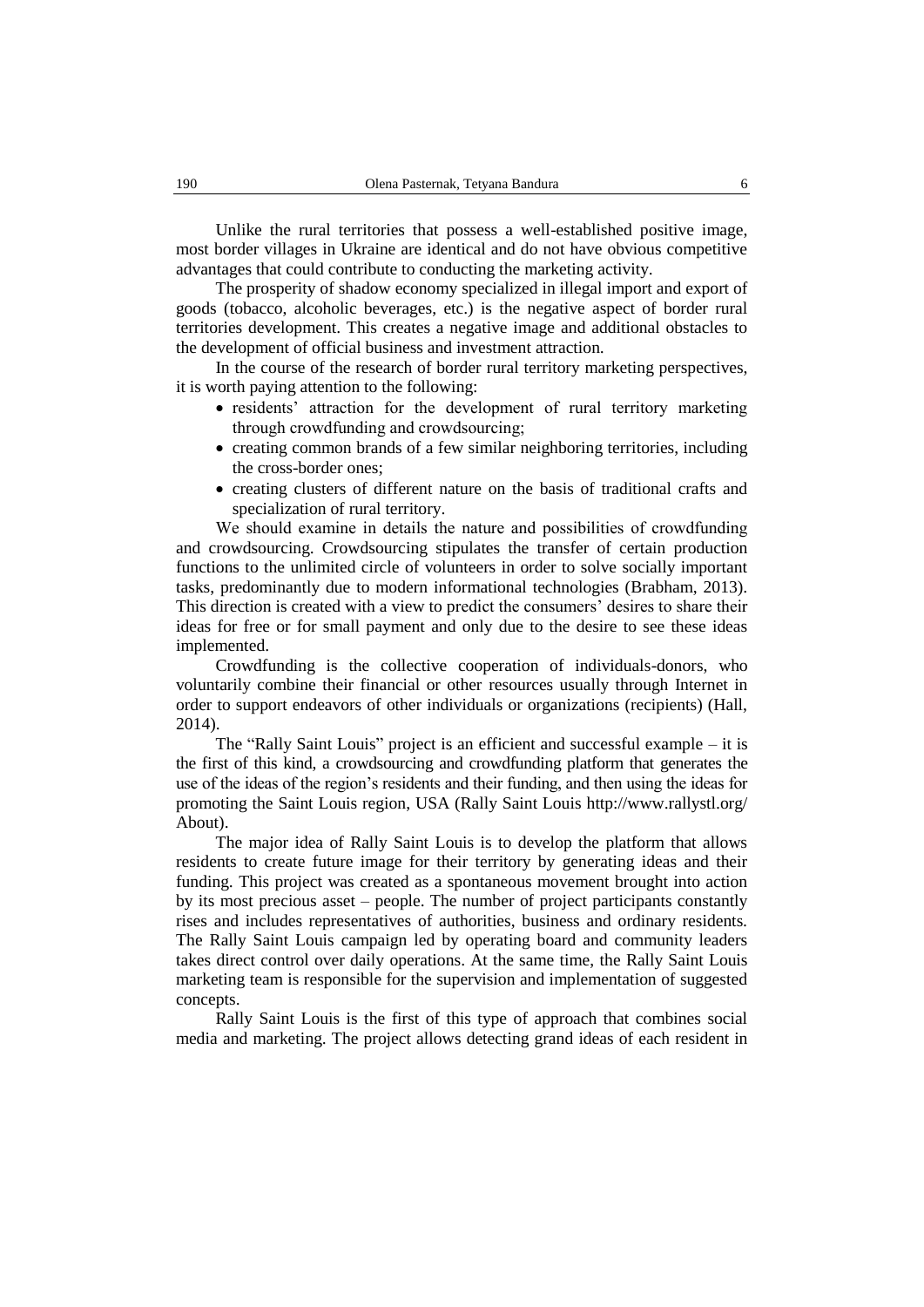Unlike the rural territories that possess a well-established positive image, most border villages in Ukraine are identical and do not have obvious competitive advantages that could contribute to conducting the marketing activity.

The prosperity of shadow economy specialized in illegal import and export of goods (tobacco, alcoholic beverages, etc.) is the negative aspect of border rural territories development. This creates a negative image and additional obstacles to the development of official business and investment attraction.

In the course of the research of border rural territory marketing perspectives, it is worth paying attention to the following:

- residents' attraction for the development of rural territory marketing through crowdfunding and crowdsourcing;
- creating common brands of a few similar neighboring territories, including the cross-border ones;
- creating clusters of different nature on the basis of traditional crafts and specialization of rural territory.

We should examine in details the nature and possibilities of crowdfunding and crowdsourcing. Crowdsourcing stipulates the transfer of certain production functions to the unlimited circle of volunteers in order to solve socially important tasks, predominantly due to modern informational technologies (Brabham, 2013). This direction is created with a view to predict the consumers' desires to share their ideas for free or for small payment and only due to the desire to see these ideas implemented.

Crowdfunding is the collective cooperation of individuals-donors, who voluntarily combine their financial or other resources usually through Internet in order to support endeavors of other individuals or organizations (recipients) (Hall, 2014).

The "Rally Saint Louis" project is an efficient and successful example – it is the first of this kind, a crowdsourcing and crowdfunding platform that generates the use of the ideas of the region's residents and their funding, and then using the ideas for promoting the Saint Louis region, USA (Rally Saint Louis http://www.rallystl.org/About).

The major idea of Rally Saint Louis is to develop the platform that allows residents to create future image for their territory by generating ideas and their funding. This project was created as a spontaneous movement brought into action by its most precious asset – people. The number of project participants constantly rises and includes representatives of authorities, business and ordinary residents. The Rally Saint Louis campaign led by operating board and community leaders takes direct control over daily operations. At the same time, the Rally Saint Louis marketing team is responsible for the supervision and implementation of suggested concepts.

Rally Saint Louis is the first of this type of approach that combines social media and marketing. The project allows detecting grand ideas of each resident in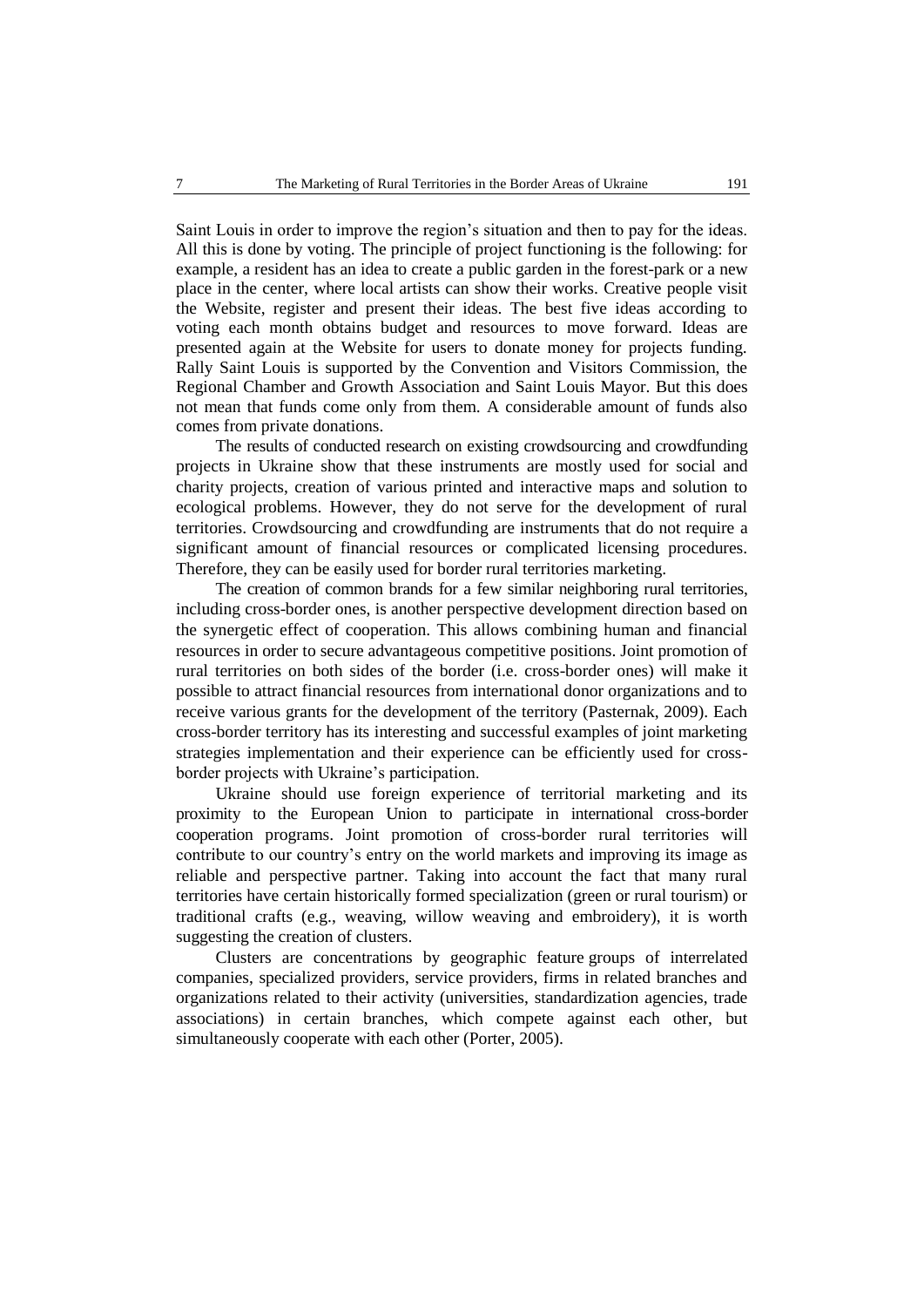Saint Louis in order to improve the region's situation and then to pay for the ideas. All this is done by voting. The principle of project functioning is the following: for example, a resident has an idea to create a public garden in the forest-park or a new place in the center, where local artists can show their works. Creative people visit the Website, register and present their ideas. The best five ideas according to voting each month obtains budget and resources to move forward. Ideas are presented again at the Website for users to donate money for projects funding. Rally Saint Louis is supported by the Convention and Visitors Commission, the Regional Chamber and Growth Association and Saint Louis Mayor. But this does not mean that funds come only from them. A considerable amount of funds also comes from private donations.

The results of conducted research on existing crowdsourcing and crowdfunding projects in Ukraine show that these instruments are mostly used for social and charity projects, creation of various printed and interactive maps and solution to ecological problems. However, they do not serve for the development of rural territories. Crowdsourcing and crowdfunding are instruments that do not require a significant amount of financial resources or complicated licensing procedures. Therefore, they can be easily used for border rural territories marketing.

The creation of common brands for a few similar neighboring rural territories, including cross-border ones, is another perspective development direction based on the synergetic effect of cooperation. This allows combining human and financial resources in order to secure advantageous competitive positions. Joint promotion of rural territories on both sides of the border (i.e. cross-border ones) will make it possible to attract financial resources from international donor organizations and to receive various grants for the development of the territory (Pasternak, 2009). Each cross-border territory has its interesting and successful examples of joint marketing strategies implementation and their experience can be efficiently used for cross-border projects with Ukraine's participation.

Ukraine should use foreign experience of territorial marketing and its proximity to the European Union to participate in international cross-border cooperation programs. Joint promotion of cross-border rural territories will contribute to our country's entry on the world markets and improving its image as reliable and perspective partner. Taking into account the fact that many rural territories have certain historically formed specialization (green or rural tourism) or traditional crafts (e.g., weaving, willow weaving and embroidery), it is worth suggesting the creation of clusters.

Clusters are concentrations by geographic feature groups of interrelated companies, specialized providers, service providers, firms in related branches and organizations related to their activity (universities, standardization agencies, trade associations) in certain branches, which compete against each other, but simultaneously cooperate with each other (Porter, 2005).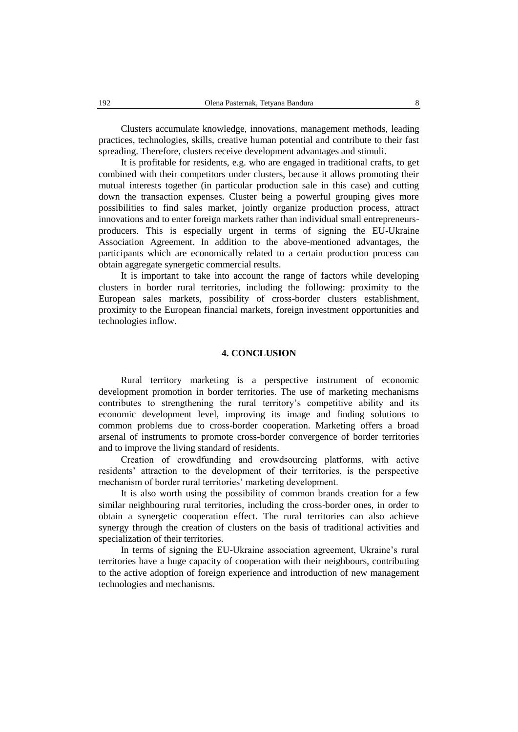Clusters accumulate knowledge, innovations, management methods, leading practices, technologies, skills, creative human potential and contribute to their fast spreading. Therefore, clusters receive development advantages and stimuli.

It is profitable for residents, e.g. who are engaged in traditional crafts, to get combined with their competitors under clusters, because it allows promoting their mutual interests together (in particular production sale in this case) and cutting down the transaction expenses. Cluster being a powerful grouping gives more possibilities to find sales market, jointly organize production process, attract innovations and to enter foreign markets rather than individual small entrepreneurs-producers. This is especially urgent in terms of signing the EU-Ukraine Association Agreement. In addition to the above-mentioned advantages, the participants which are economically related to a certain production process can obtain aggregate synergetic commercial results.

It is important to take into account the range of factors while developing clusters in border rural territories, including the following: proximity to the European sales markets, possibility of cross-border clusters establishment, proximity to the European financial markets, foreign investment opportunities and technologies inflow.

## 4. CONCLUSION

Rural territory marketing is a perspective instrument of economic development promotion in border territories. The use of marketing mechanisms contributes to strengthening the rural territory's competitive ability and its economic development level, improving its image and finding solutions to common problems due to cross-border cooperation. Marketing offers a broad arsenal of instruments to promote cross-border convergence of border territories and to improve the living standard of residents.

Creation of crowdfunding and crowdsourcing platforms, with active residents' attraction to the development of their territories, is the perspective mechanism of border rural territories' marketing development.

It is also worth using the possibility of common brands creation for a few similar neighbouring rural territories, including the cross-border ones, in order to obtain a synergetic cooperation effect. The rural territories can also achieve synergy through the creation of clusters on the basis of traditional activities and specialization of their territories.

In terms of signing the EU-Ukraine association agreement, Ukraine's rural territories have a huge capacity of cooperation with their neighbours, contributing to the active adoption of foreign experience and introduction of new management technologies and mechanisms.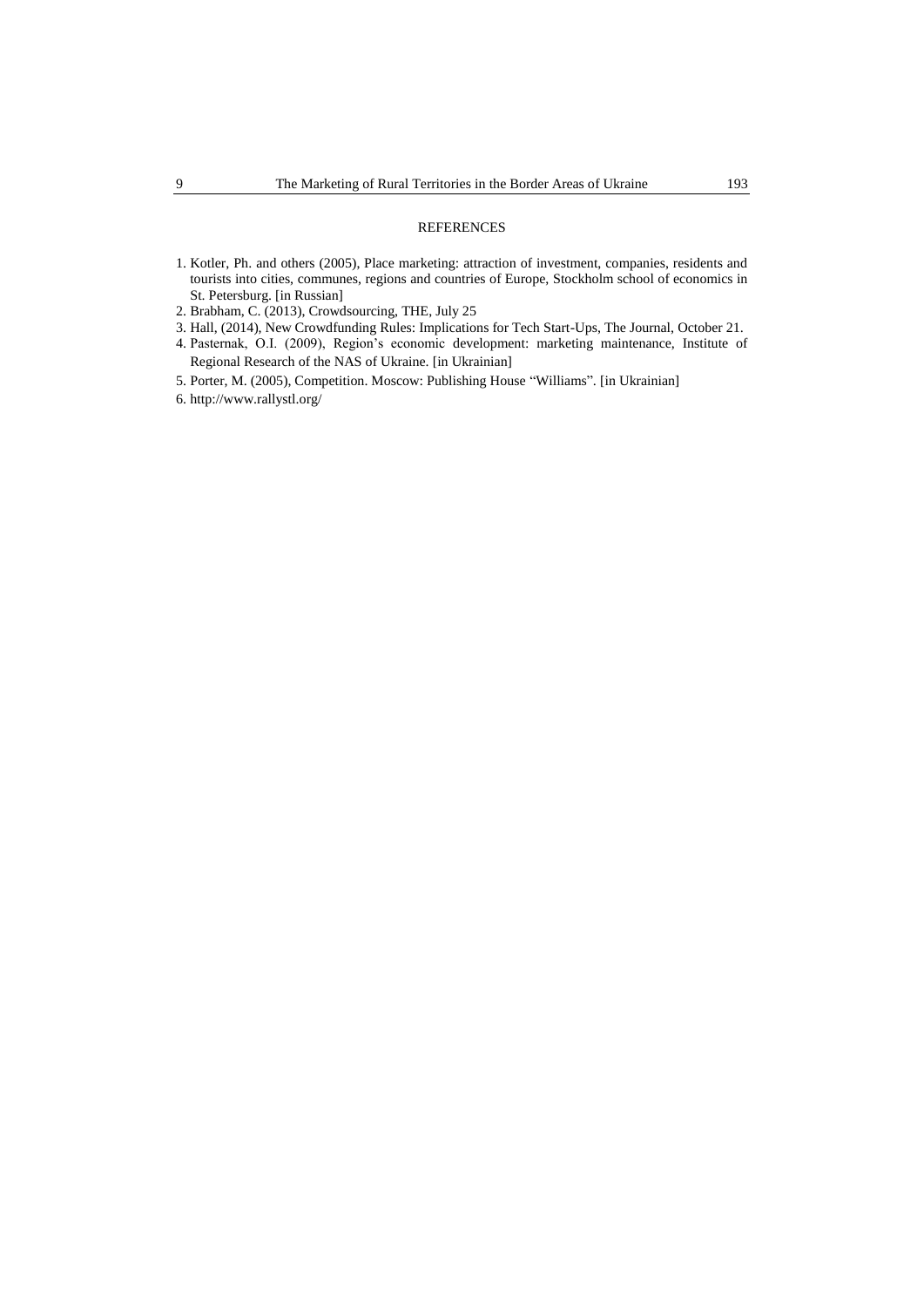## REFERENCES

1. Kotler, Ph. and others (2005), Place marketing: attraction of investment, companies, residents and tourists into cities, communes, regions and countries of Europe, Stockholm school of economics in St. Petersburg. [in Russian]
2. Brabham, C. (2013), Crowdsourcing, THE, July 25
3. Hall, (2014), New Crowdfunding Rules: Implications for Tech Start-Ups, The Journal, October 21.
4. Pasternak, O.I. (2009), Region's economic development: marketing maintenance, Institute of Regional Research of the NAS of Ukraine. [in Ukrainian]
5. Porter, M. (2005), Competition. Moscow: Publishing House "Williams". [in Ukrainian]
6. http://www.rallystl.org/